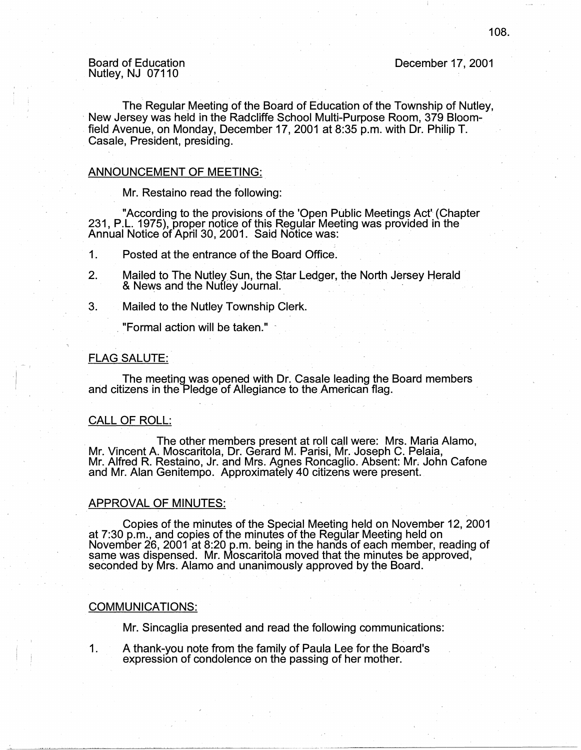Board of Education
Nutley, NJ 07110

December 17, 2001

The Regular Meeting of the Board of Education of the Township of Nutley, New Jersey was held in the Radcliffe School Multi-Purpose Room, 379 Bloomfield Avenue, on Monday, December 17, 2001 at 8:35 p.m. with Dr. Philip T. Casale, President, presiding.

## ANNOUNCEMENT OF MEETING:

Mr. Restaino read the following:

"According to the provisions of the 'Open Public Meetings Act' (Chapter 231, P.L. 1975), proper notice of this Regular Meeting was provided in the Annual Notice of April 30, 2001. Said Notice was:

1. Posted at the entrance of the Board Office.
2. Mailed to The Nutley Sun, the Star Ledger, the North Jersey Herald & News and the Nutley Journal.
3. Mailed to the Nutley Township Clerk.

"Formal action will be taken."

## FLAG SALUTE:

The meeting was opened with Dr. Casale leading the Board members and citizens in the Pledge of Allegiance to the American flag.

## CALL OF ROLL:

The other members present at roll call were: Mrs. Maria Alamo, Mr. Vincent A. Moscaritola, Dr. Gerard M. Parisi, Mr. Joseph C. Pelaia, Mr. Alfred R. Restaino, Jr. and Mrs. Agnes Roncaglio. Absent: Mr. John Cafone and Mr. Alan Genitempo. Approximately 40 citizens were present.

## APPROVAL OF MINUTES:

Copies of the minutes of the Special Meeting held on November 12, 2001 at 7:30 p.m., and copies of the minutes of the Regular Meeting held on November 26, 2001 at 8:20 p.m. being in the hands of each member, reading of same was dispensed. Mr. Moscaritola moved that the minutes be approved, seconded by Mrs. Alamo and unanimously approved by the Board.

## COMMUNICATIONS:

Mr. Sincaglia presented and read the following communications:

1. A thank-you note from the family of Paula Lee for the Board's expression of condolence on the passing of her mother.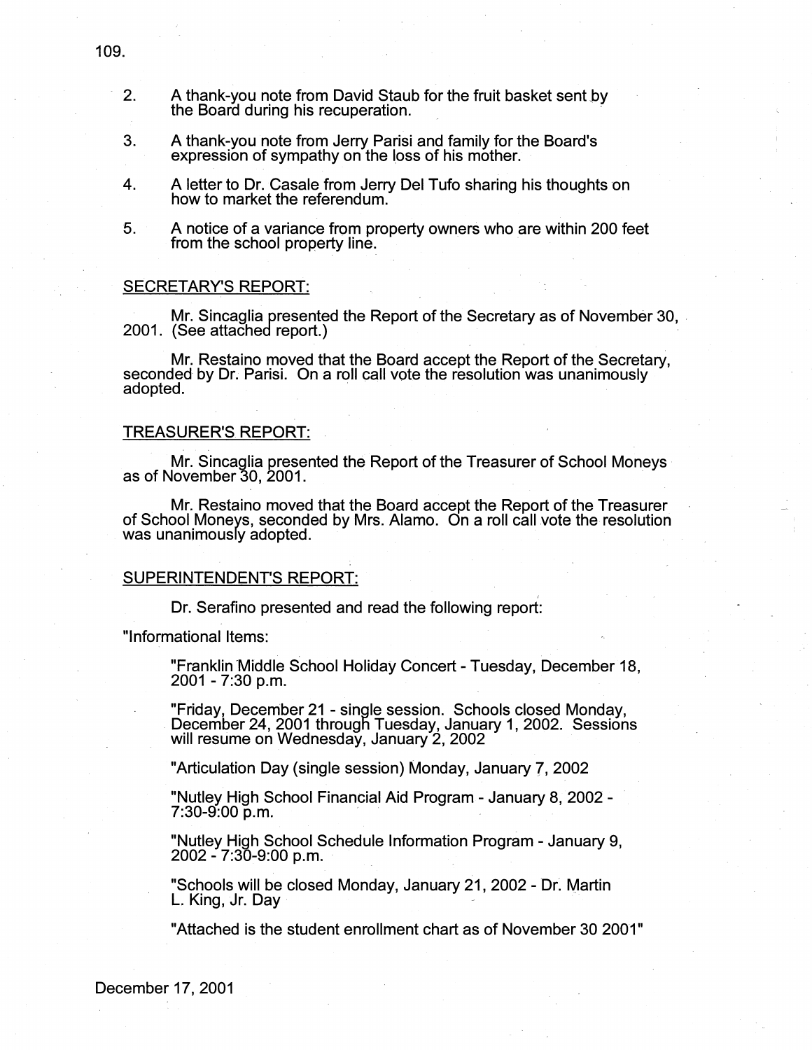2. A thank-you note from David Staub for the fruit basket sent by the Board during his recuperation.

3. A thank-you note from Jerry Parisi and family for the Board's expression of sympathy on the loss of his mother.

4. A letter to Dr. Casale from Jerry Del Tufo sharing his thoughts on how to market the referendum.

5. A notice of a variance from property owners who are within 200 feet from the school property line.

SECRETARY'S REPORT:

Mr. Sincaglia presented the Report of the Secretary as of November 30, 2001. (See attached report.)

Mr. Restaino moved that the Board accept the Report of the Secretary, seconded by Dr. Parisi. On a roll call vote the resolution was unanimously adopted.

TREASURER'S REPORT:

Mr. Sincaglia presented the Report of the Treasurer of School Moneys as of November 30, 2001.

Mr. Restaino moved that the Board accept the Report of the Treasurer of School Moneys, seconded by Mrs. Alamo. On a roll call vote the resolution was unanimously adopted.

SUPERINTENDENT'S REPORT:

Dr. Serafino presented and read the following report:

"Informational Items:

"Franklin Middle School Holiday Concert - Tuesday, December 18, 2001 - 7:30 p.m.

"Friday, December 21 - single session. Schools closed Monday, December 24, 2001 through Tuesday, January 1, 2002. Sessions will resume on Wednesday, January 2, 2002

"Articulation Day (single session) Monday, January 7, 2002

"Nutley High School Financial Aid Program - January 8, 2002 - 7:30-9:00 p.m.

"Nutley High School Schedule Information Program - January 9, 2002 - 7:30-9:00 p.m.

"Schools will be closed Monday, January 21, 2002 - Dr. Martin L. King, Jr. Day

"Attached is the student enrollment chart as of November 30 2001"

December 17, 2001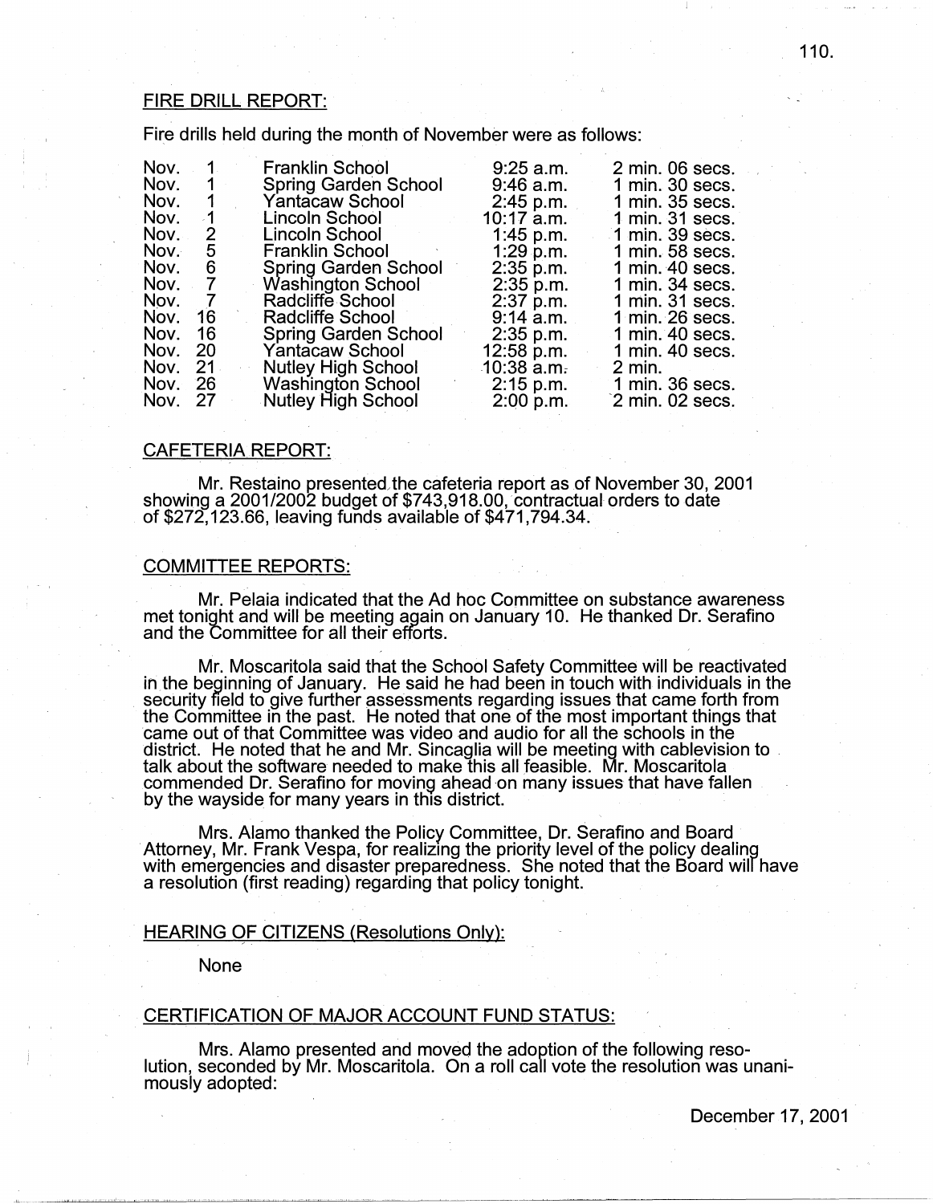## FIRE DRILL REPORT:

Fire drills held during the month of November were as follows:

| | | | |
|---|---|---|---|
| Nov. 1 | Franklin School | 9:25 a.m. | 2 min. 06 secs. |
| Nov. 1 | Spring Garden School | 9:46 a.m. | 1 min. 30 secs. |
| Nov. 1 | Yantacaw School | 2:45 p.m. | 1 min. 35 secs. |
| Nov. 1 | Lincoln School | 10:17 a.m. | 1 min. 31 secs. |
| Nov. 2 | Lincoln School | 1:45 p.m. | 1 min. 39 secs. |
| Nov. 5 | Franklin School | 1:29 p.m. | 1 min. 58 secs. |
| Nov. 6 | Spring Garden School | 2:35 p.m. | 1 min. 40 secs. |
| Nov. 7 | Washington School | 2:35 p.m. | 1 min. 34 secs. |
| Nov. 7 | Radcliffe School | 2:37 p.m. | 1 min. 31 secs. |
| Nov. 16 | Radcliffe School | 9:14 a.m. | 1 min. 26 secs. |
| Nov. 16 | Spring Garden School | 2:35 p.m. | 1 min. 40 secs. |
| Nov. 20 | Yantacaw School | 12:58 p.m. | 1 min. 40 secs. |
| Nov. 21 | Nutley High School | 10:38 a.m. | 2 min. |
| Nov. 26 | Washington School | 2:15 p.m. | 1 min. 36 secs. |
| Nov. 27 | Nutley High School | 2:00 p.m. | 2 min. 02 secs. |

## CAFETERIA REPORT:

Mr. Restaino presented the cafeteria report as of November 30, 2001 showing a 2001/2002 budget of $743,918.00, contractual orders to date of $272,123.66, leaving funds available of $471,794.34.

## COMMITTEE REPORTS:

Mr. Pelaia indicated that the Ad hoc Committee on substance awareness met tonight and will be meeting again on January 10. He thanked Dr. Serafino and the Committee for all their efforts.

Mr. Moscaritola said that the School Safety Committee will be reactivated in the beginning of January. He said he had been in touch with individuals in the security field to give further assessments regarding issues that came forth from the Committee in the past. He noted that one of the most important things that came out of that Committee was video and audio for all the schools in the district. He noted that he and Mr. Sincaglia will be meeting with cablevision to talk about the software needed to make this all feasible. Mr. Moscaritola commended Dr. Serafino for moving ahead on many issues that have fallen by the wayside for many years in this district.

Mrs. Alamo thanked the Policy Committee, Dr. Serafino and Board Attorney, Mr. Frank Vespa, for realizing the priority level of the policy dealing with emergencies and disaster preparedness. She noted that the Board will have a resolution (first reading) regarding that policy tonight.

## HEARING OF CITIZENS (Resolutions Only):

None

## CERTIFICATION OF MAJOR ACCOUNT FUND STATUS:

Mrs. Alamo presented and moved the adoption of the following resolution, seconded by Mr. Moscaritola. On a roll call vote the resolution was unanimously adopted:

December 17, 2001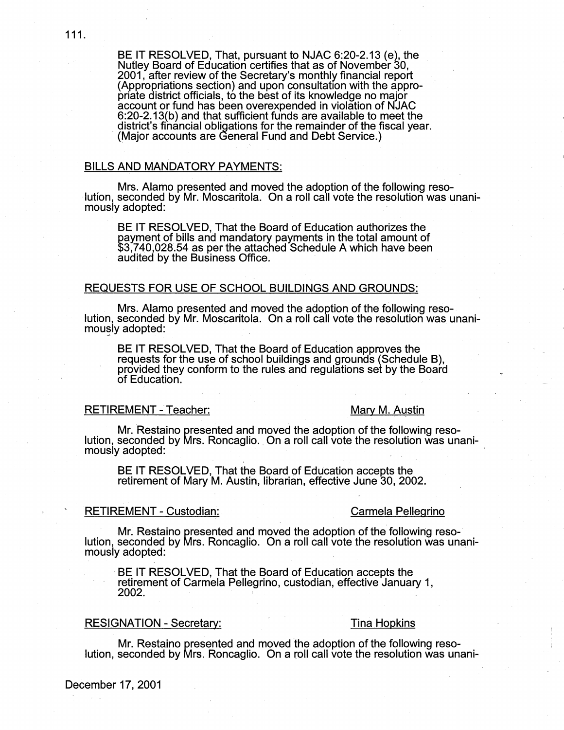BE IT RESOLVED, That, pursuant to NJAC 6:20-2.13 (e), the Nutley Board of Education certifies that as of November 30, 2001, after review of the Secretary's monthly financial report (Appropriations section) and upon consultation with the appropriate district officials, to the best of its knowledge no major account or fund has been overexpended in violation of NJAC 6:20-2.13(b) and that sufficient funds are available to meet the district's financial obligations for the remainder of the fiscal year. (Major accounts are General Fund and Debt Service.)

BILLS AND MANDATORY PAYMENTS:

Mrs. Alamo presented and moved the adoption of the following resolution, seconded by Mr. Moscaritola. On a roll call vote the resolution was unanimously adopted:

BE IT RESOLVED, That the Board of Education authorizes the payment of bills and mandatory payments in the total amount of $3,740,028.54 as per the attached Schedule A which have been audited by the Business Office.

REQUESTS FOR USE OF SCHOOL BUILDINGS AND GROUNDS:

Mrs. Alamo presented and moved the adoption of the following resolution, seconded by Mr. Moscaritola. On a roll call vote the resolution was unanimously adopted:

BE IT RESOLVED, That the Board of Education approves the requests for the use of school buildings and grounds (Schedule B), provided they conform to the rules and regulations set by the Board of Education.

RETIREMENT - Teacher: Mary M. Austin

Mr. Restaino presented and moved the adoption of the following resolution, seconded by Mrs. Roncaglio. On a roll call vote the resolution was unanimously adopted:

BE IT RESOLVED, That the Board of Education accepts the retirement of Mary M. Austin, librarian, effective June 30, 2002.

RETIREMENT - Custodian: Carmela Pellegrino

Mr. Restaino presented and moved the adoption of the following resolution, seconded by Mrs. Roncaglio. On a roll call vote the resolution was unanimously adopted:

BE IT RESOLVED, That the Board of Education accepts the retirement of Carmela Pellegrino, custodian, effective January 1, 2002.

RESIGNATION - Secretary: Tina Hopkins

Mr. Restaino presented and moved the adoption of the following resolution, seconded by Mrs. Roncaglio. On a roll call vote the resolution was unani-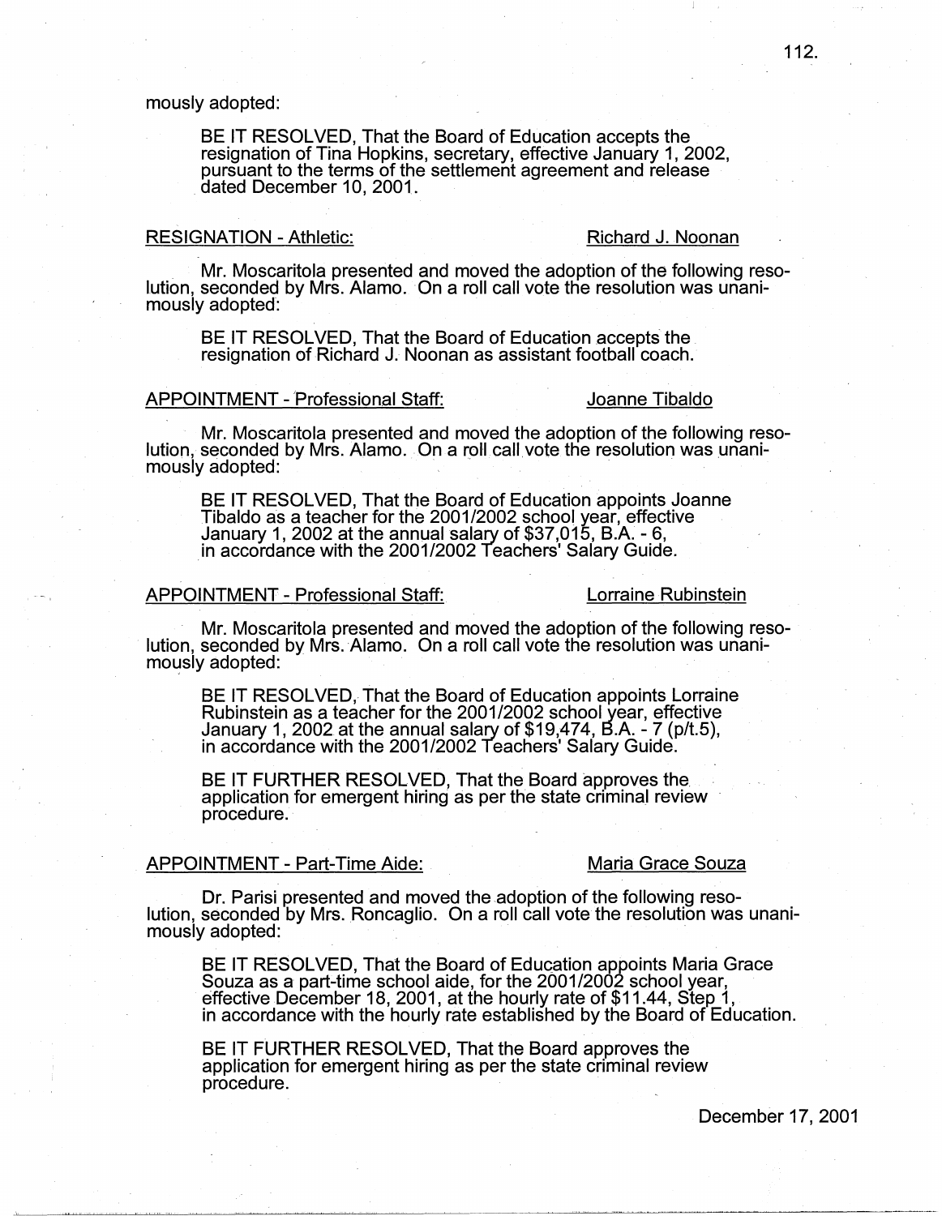mously adopted:

> BE IT RESOLVED, That the Board of Education accepts the resignation of Tina Hopkins, secretary, effective January 1, 2002, pursuant to the terms of the settlement agreement and release dated December 10, 2001.

RESIGNATION - Athletic: Richard J. Noonan

Mr. Moscaritola presented and moved the adoption of the following resolution, seconded by Mrs. Alamo. On a roll call vote the resolution was unanimously adopted:

> BE IT RESOLVED, That the Board of Education accepts the resignation of Richard J. Noonan as assistant football coach.

APPOINTMENT - Professional Staff: Joanne Tibaldo

Mr. Moscaritola presented and moved the adoption of the following resolution, seconded by Mrs. Alamo. On a roll call vote the resolution was unanimously adopted:

> BE IT RESOLVED, That the Board of Education appoints Joanne Tibaldo as a teacher for the 2001/2002 school year, effective January 1, 2002 at the annual salary of $37,015, B.A. - 6, in accordance with the 2001/2002 Teachers' Salary Guide.

APPOINTMENT - Professional Staff: Lorraine Rubinstein

Mr. Moscaritola presented and moved the adoption of the following resolution, seconded by Mrs. Alamo. On a roll call vote the resolution was unanimously adopted:

> BE IT RESOLVED, That the Board of Education appoints Lorraine Rubinstein as a teacher for the 2001/2002 school year, effective January 1, 2002 at the annual salary of $19,474, B.A. - 7 (p/t.5), in accordance with the 2001/2002 Teachers' Salary Guide.
>
> BE IT FURTHER RESOLVED, That the Board approves the application for emergent hiring as per the state criminal review procedure.

APPOINTMENT - Part-Time Aide: Maria Grace Souza

Dr. Parisi presented and moved the adoption of the following resolution, seconded by Mrs. Roncaglio. On a roll call vote the resolution was unanimously adopted:

> BE IT RESOLVED, That the Board of Education appoints Maria Grace Souza as a part-time school aide, for the 2001/2002 school year, effective December 18, 2001, at the hourly rate of $11.44, Step 1, in accordance with the hourly rate established by the Board of Education.
>
> BE IT FURTHER RESOLVED, That the Board approves the application for emergent hiring as per the state criminal review procedure.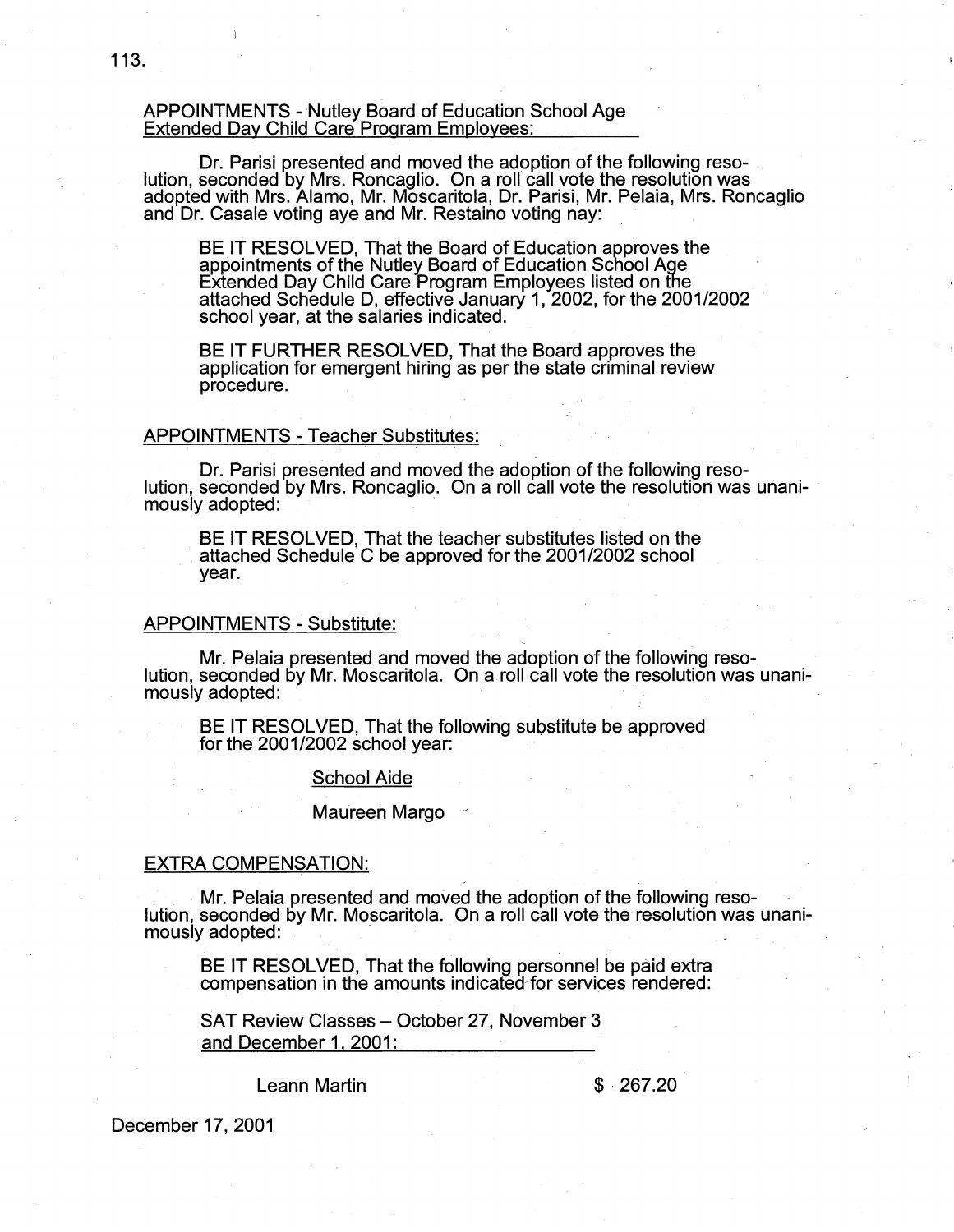APPOINTMENTS - Nutley Board of Education School Age Extended Day Child Care Program Employees:

Dr. Parisi presented and moved the adoption of the following resolution, seconded by Mrs. Roncaglio. On a roll call vote the resolution was adopted with Mrs. Alamo, Mr. Moscaritola, Dr. Parisi, Mr. Pelaia, Mrs. Roncaglio and Dr. Casale voting aye and Mr. Restaino voting nay:

> BE IT RESOLVED, That the Board of Education approves the appointments of the Nutley Board of Education School Age Extended Day Child Care Program Employees listed on the attached Schedule D, effective January 1, 2002, for the 2001/2002 school year, at the salaries indicated.
>
> BE IT FURTHER RESOLVED, That the Board approves the application for emergent hiring as per the state criminal review procedure.

APPOINTMENTS - Teacher Substitutes:

Dr. Parisi presented and moved the adoption of the following resolution, seconded by Mrs. Roncaglio. On a roll call vote the resolution was unanimously adopted:

> BE IT RESOLVED, That the teacher substitutes listed on the attached Schedule C be approved for the 2001/2002 school year.

APPOINTMENTS - Substitute:

Mr. Pelaia presented and moved the adoption of the following resolution, seconded by Mr. Moscaritola. On a roll call vote the resolution was unanimously adopted:

> BE IT RESOLVED, That the following substitute be approved for the 2001/2002 school year:
>
> School Aide
>
> Maureen Margo

EXTRA COMPENSATION:

Mr. Pelaia presented and moved the adoption of the following resolution, seconded by Mr. Moscaritola. On a roll call vote the resolution was unanimously adopted:

> BE IT RESOLVED, That the following personnel be paid extra compensation in the amounts indicated for services rendered:
>
> SAT Review Classes – October 27, November 3 and December 1, 2001:
>
> Leann Martin $ 267.20

December 17, 2001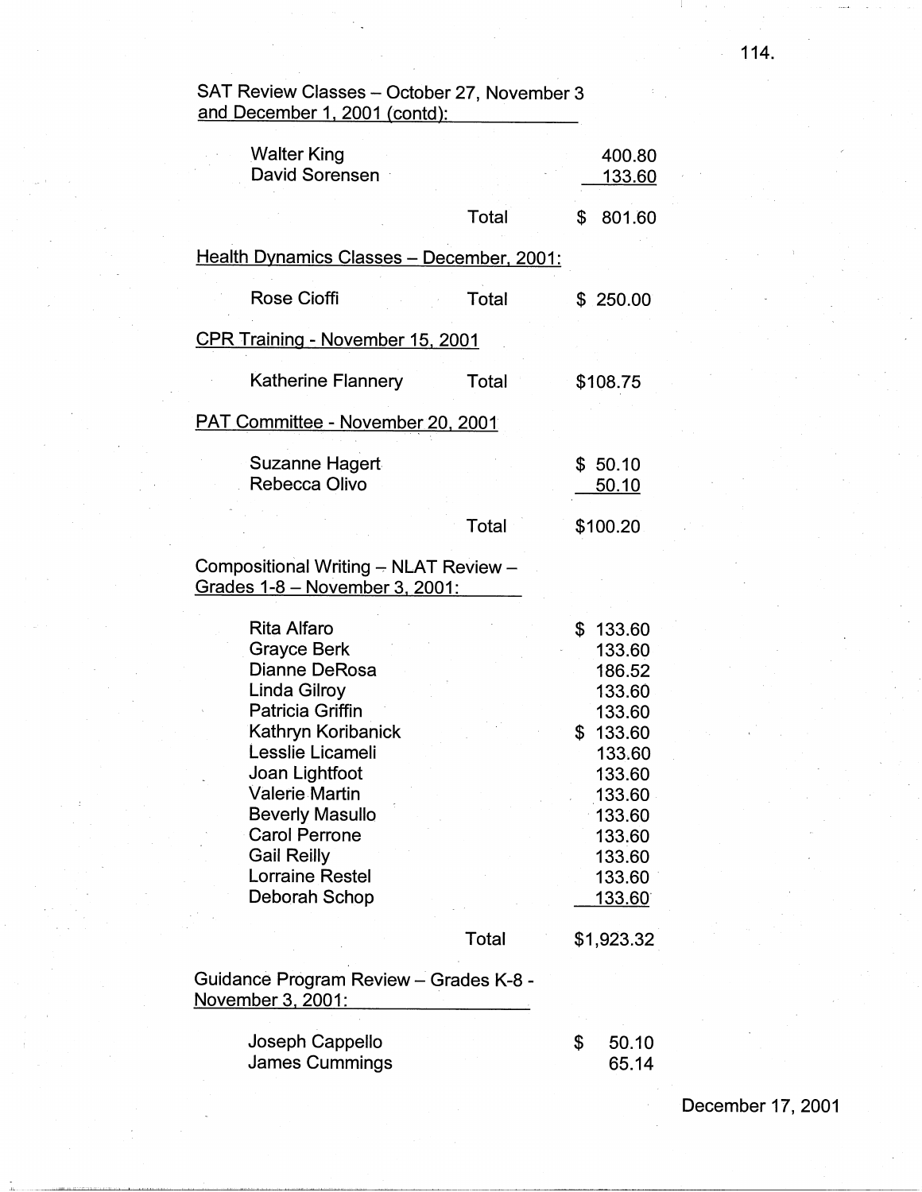SAT Review Classes – October 27, November 3 and December 1, 2001 (contd):

| | | |
|---|---|---|
| Walter King | | 400.80 |
| David Sorensen | | 133.60 |
| | Total | $ 801.60 |

Health Dynamics Classes – December, 2001:

| | | |
|---|---|---|
| Rose Cioffi | Total | $ 250.00 |

CPR Training - November 15, 2001

| | | |
|---|---|---|
| Katherine Flannery | Total | $108.75 |

PAT Committee - November 20, 2001

| | | |
|---|---|---|
| Suzanne Hagert | | $ 50.10 |
| Rebecca Olivo | | 50.10 |
| | Total | $100.20 |

Compositional Writing – NLAT Review – Grades 1-8 – November 3, 2001:

| | | |
|---|---|---|
| Rita Alfaro | | $ 133.60 |
| Grayce Berk | | 133.60 |
| Dianne DeRosa | | 186.52 |
| Linda Gilroy | | 133.60 |
| Patricia Griffin | | 133.60 |
| Kathryn Koribanick | | $ 133.60 |
| Lesslie Licameli | | 133.60 |
| Joan Lightfoot | | 133.60 |
| Valerie Martin | | 133.60 |
| Beverly Masullo | | 133.60 |
| Carol Perrone | | 133.60 |
| Gail Reilly | | 133.60 |
| Lorraine Restel | | 133.60 |
| Deborah Schop | | 133.60 |
| | Total | $1,923.32 |

Guidance Program Review – Grades K-8 - November 3, 2001:

| | | |
|---|---|---|
| Joseph Cappello | | $ 50.10 |
| James Cummings | | 65.14 |

December 17, 2001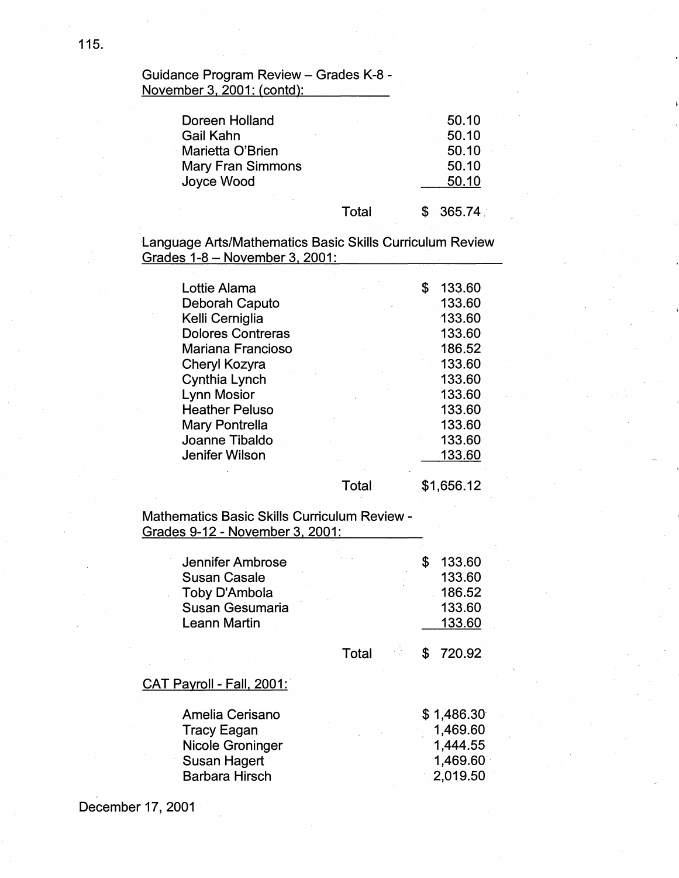Guidance Program Review – Grades K-8 - November 3, 2001: (contd):

| | |
|---|---|
| Doreen Holland | 50.10 |
| Gail Kahn | 50.10 |
| Marietta O'Brien | 50.10 |
| Mary Fran Simmons | 50.10 |
| Joyce Wood | 50.10 |
| Total | $ 365.74 |

Language Arts/Mathematics Basic Skills Curriculum Review Grades 1-8 – November 3, 2001:

| | |
|---|---|
| Lottie Alama | $ 133.60 |
| Deborah Caputo | 133.60 |
| Kelli Cerniglia | 133.60 |
| Dolores Contreras | 133.60 |
| Mariana Francioso | 186.52 |
| Cheryl Kozyra | 133.60 |
| Cynthia Lynch | 133.60 |
| Lynn Mosior | 133.60 |
| Heather Peluso | 133.60 |
| Mary Pontrella | 133.60 |
| Joanne Tibaldo | 133.60 |
| Jenifer Wilson | 133.60 |
| Total | $1,656.12 |

Mathematics Basic Skills Curriculum Review - Grades 9-12 - November 3, 2001:

| | |
|---|---|
| Jennifer Ambrose | $ 133.60 |
| Susan Casale | 133.60 |
| Toby D'Ambola | 186.52 |
| Susan Gesumaria | 133.60 |
| Leann Martin | 133.60 |
| Total | $ 720.92 |

CAT Payroll - Fall, 2001:

| | |
|---|---|
| Amelia Cerisano | $ 1,486.30 |
| Tracy Eagan | 1,469.60 |
| Nicole Groninger | 1,444.55 |
| Susan Hagert | 1,469.60 |
| Barbara Hirsch | 2,019.50 |

December 17, 2001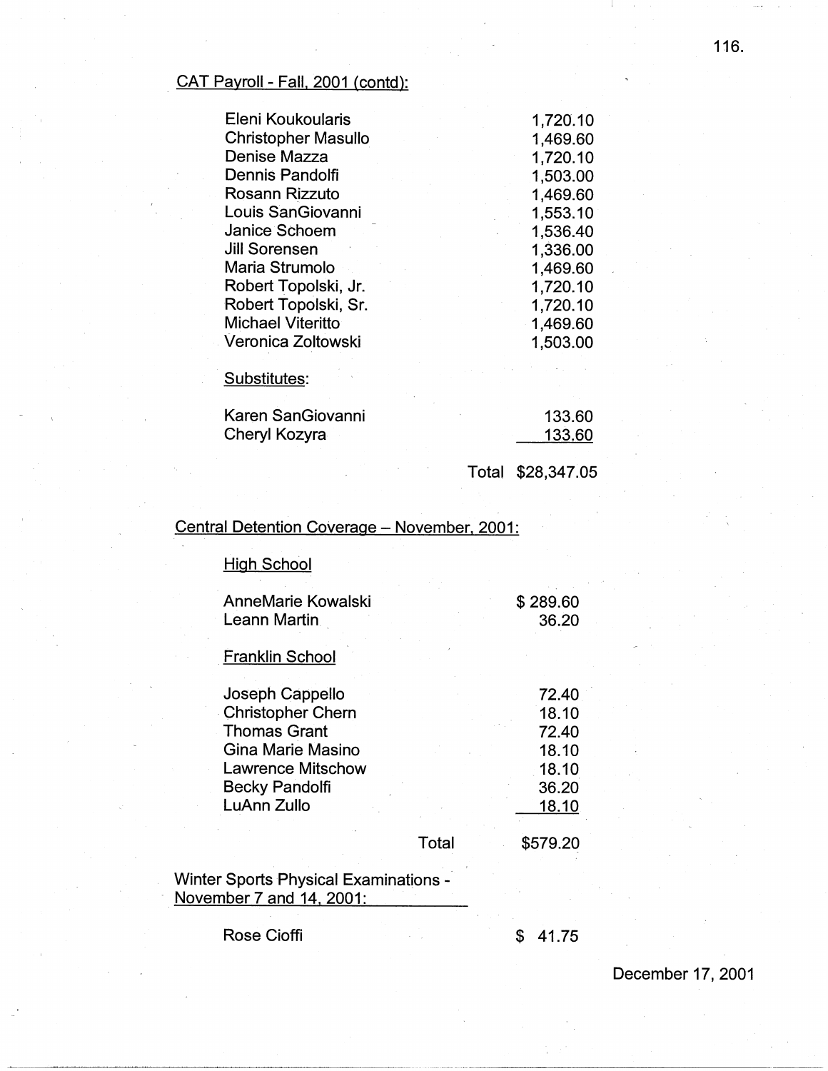CAT Payroll - Fall, 2001 (contd):

| | |
|---|---:|
| Eleni Koukoularis | 1,720.10 |
| Christopher Masullo | 1,469.60 |
| Denise Mazza | 1,720.10 |
| Dennis Pandolfi | 1,503.00 |
| Rosann Rizzuto | 1,469.60 |
| Louis SanGiovanni | 1,553.10 |
| Janice Schoem | 1,536.40 |
| Jill Sorensen | 1,336.00 |
| Maria Strumolo | 1,469.60 |
| Robert Topolski, Jr. | 1,720.10 |
| Robert Topolski, Sr. | 1,720.10 |
| Michael Viteritto | 1,469.60 |
| Veronica Zoltowski | 1,503.00 |

Substitutes:

| | |
|---|---:|
| Karen SanGiovanni | 133.60 |
| Cheryl Kozyra | 133.60 |
| Total | $28,347.05 |

Central Detention Coverage – November, 2001:

High School

| | |
|---|---:|
| AnneMarie Kowalski | $ 289.60 |
| Leann Martin | 36.20 |

Franklin School

| | |
|---|---:|
| Joseph Cappello | 72.40 |
| Christopher Chern | 18.10 |
| Thomas Grant | 72.40 |
| Gina Marie Masino | 18.10 |
| Lawrence Mitschow | 18.10 |
| Becky Pandolfi | 36.20 |
| LuAnn Zullo | 18.10 |
| Total | $579.20 |

Winter Sports Physical Examinations - November 7 and 14, 2001:

| | |
|---|---:|
| Rose Cioffi | $ 41.75 |

December 17, 2001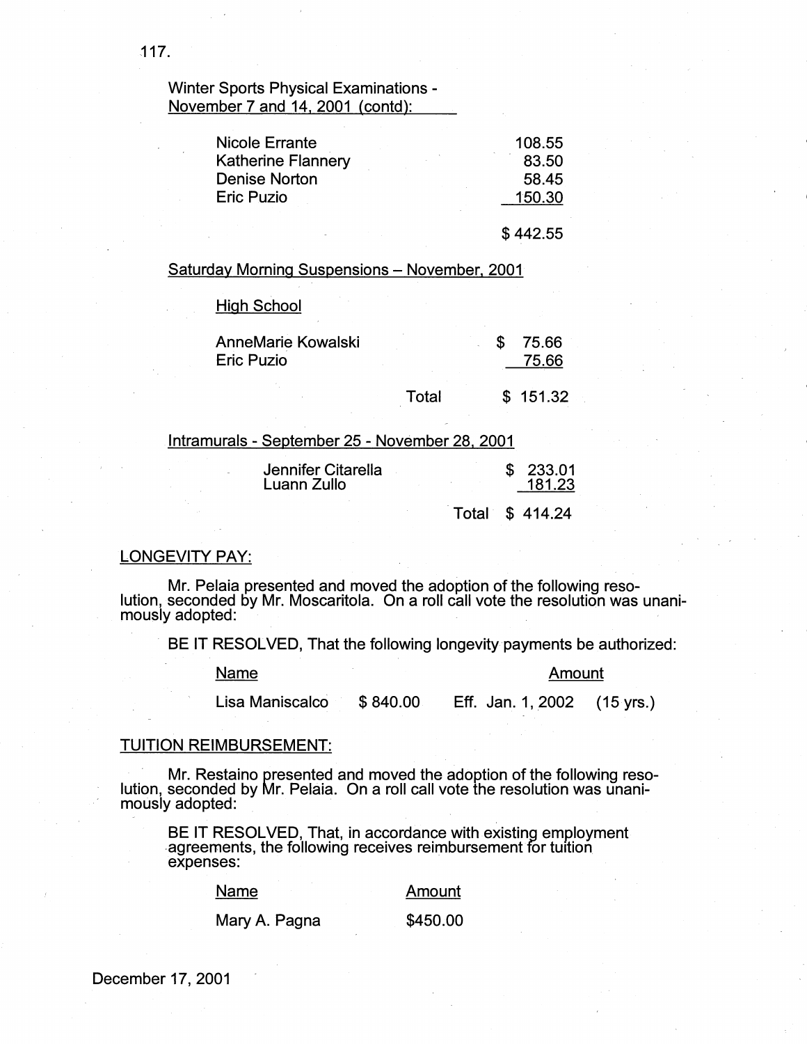Winter Sports Physical Examinations - November 7 and 14, 2001 (contd):

| | |
|---|---|
| Nicole Errante | 108.55 |
| Katherine Flannery | 83.50 |
| Denise Norton | 58.45 |
| Eric Puzio | 150.30 |
| | $ 442.55 |

Saturday Morning Suspensions – November, 2001

High School

| | | |
|---|---|---|
| AnneMarie Kowalski | | $ 75.66 |
| Eric Puzio | | 75.66 |
| | Total | $ 151.32 |

Intramurals - September 25 - November 28, 2001

| | | |
|---|---|---|
| Jennifer Citarella | | $ 233.01 |
| Luann Zullo | | 181.23 |
| | Total | $ 414.24 |

LONGEVITY PAY:

Mr. Pelaia presented and moved the adoption of the following resolution, seconded by Mr. Moscaritola. On a roll call vote the resolution was unanimously adopted:

BE IT RESOLVED, That the following longevity payments be authorized:

| Name | Amount | | |
|---|---|---|---|
| Lisa Maniscalco | $ 840.00 | Eff. Jan. 1, 2002 | (15 yrs.) |

TUITION REIMBURSEMENT:

Mr. Restaino presented and moved the adoption of the following resolution, seconded by Mr. Pelaia. On a roll call vote the resolution was unanimously adopted:

BE IT RESOLVED, That, in accordance with existing employment agreements, the following receives reimbursement for tuition expenses:

| Name | Amount |
|---|---|
| Mary A. Pagna | $450.00 |

December 17, 2001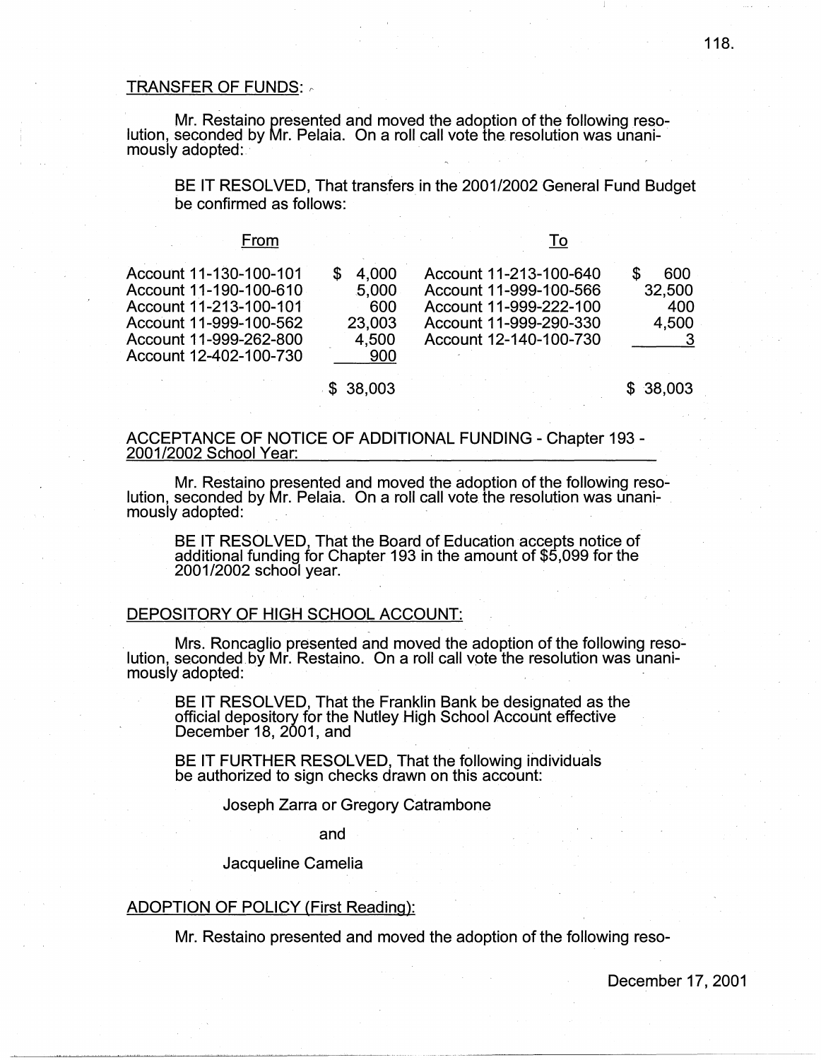TRANSFER OF FUNDS:

Mr. Restaino presented and moved the adoption of the following resolution, seconded by Mr. Pelaia. On a roll call vote the resolution was unanimously adopted:

> BE IT RESOLVED, That transfers in the 2001/2002 General Fund Budget be confirmed as follows:

| From | | To | |
|---|---|---|---|
| Account 11-130-100-101 | $ 4,000 | Account 11-213-100-640 | $ 600 |
| Account 11-190-100-610 | 5,000 | Account 11-999-100-566 | 32,500 |
| Account 11-213-100-101 | 600 | Account 11-999-222-100 | 400 |
| Account 11-999-100-562 | 23,003 | Account 11-999-290-330 | 4,500 |
| Account 11-999-262-800 | 4,500 | Account 12-140-100-730 | 3 |
| Account 12-402-100-730 | 900 | | |
| | $ 38,003 | | $ 38,003 |

ACCEPTANCE OF NOTICE OF ADDITIONAL FUNDING - Chapter 193 - 2001/2002 School Year:

Mr. Restaino presented and moved the adoption of the following resolution, seconded by Mr. Pelaia. On a roll call vote the resolution was unanimously adopted:

> BE IT RESOLVED, That the Board of Education accepts notice of additional funding for Chapter 193 in the amount of $5,099 for the 2001/2002 school year.

DEPOSITORY OF HIGH SCHOOL ACCOUNT:

Mrs. Roncaglio presented and moved the adoption of the following resolution, seconded by Mr. Restaino. On a roll call vote the resolution was unanimously adopted:

> BE IT RESOLVED, That the Franklin Bank be designated as the official depository for the Nutley High School Account effective December 18, 2001, and
>
> BE IT FURTHER RESOLVED, That the following individuals be authorized to sign checks drawn on this account:
>
> Joseph Zarra or Gregory Catrambone
>
> and
>
> Jacqueline Camelia

ADOPTION OF POLICY (First Reading):

Mr. Restaino presented and moved the adoption of the following reso-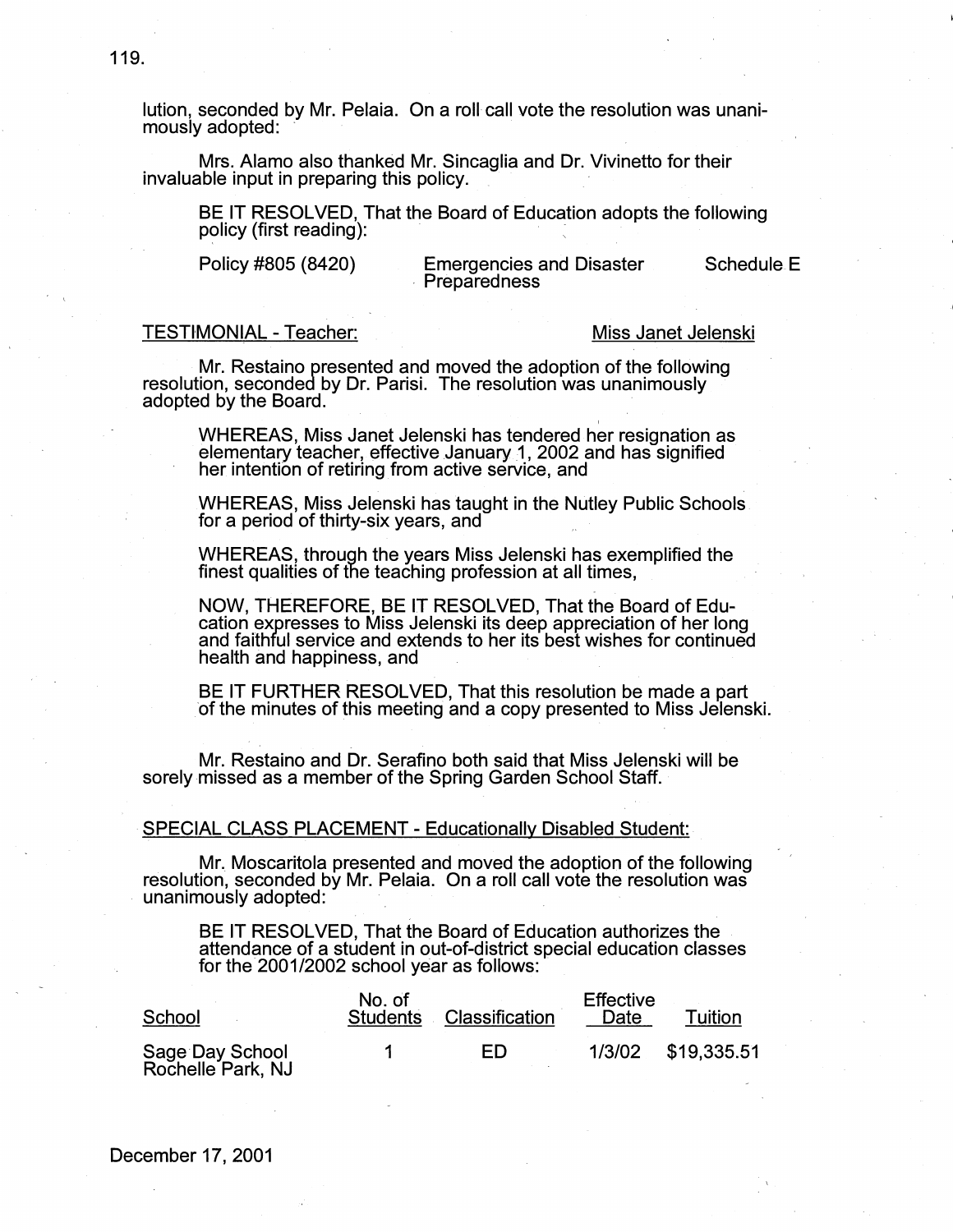lution, seconded by Mr. Pelaia. On a roll call vote the resolution was unanimously adopted:

Mrs. Alamo also thanked Mr. Sincaglia and Dr. Vivinetto for their invaluable input in preparing this policy.

BE IT RESOLVED, That the Board of Education adopts the following policy (first reading):

| | | |
|---|---|---|
| Policy #805 (8420) | Emergencies and Disaster Preparedness | Schedule E |

<u>TESTIMONIAL - Teacher:</u> <u>Miss Janet Jelenski</u>

Mr. Restaino presented and moved the adoption of the following resolution, seconded by Dr. Parisi. The resolution was unanimously adopted by the Board.

WHEREAS, Miss Janet Jelenski has tendered her resignation as elementary teacher, effective January 1, 2002 and has signified her intention of retiring from active service, and

WHEREAS, Miss Jelenski has taught in the Nutley Public Schools for a period of thirty-six years, and

WHEREAS, through the years Miss Jelenski has exemplified the finest qualities of the teaching profession at all times,

NOW, THEREFORE, BE IT RESOLVED, That the Board of Education expresses to Miss Jelenski its deep appreciation of her long and faithful service and extends to her its best wishes for continued health and happiness, and

BE IT FURTHER RESOLVED, That this resolution be made a part of the minutes of this meeting and a copy presented to Miss Jelenski.

Mr. Restaino and Dr. Serafino both said that Miss Jelenski will be sorely missed as a member of the Spring Garden School Staff.

<u>SPECIAL CLASS PLACEMENT - Educationally Disabled Student:</u>

Mr. Moscaritola presented and moved the adoption of the following resolution, seconded by Mr. Pelaia. On a roll call vote the resolution was unanimously adopted:

BE IT RESOLVED, That the Board of Education authorizes the attendance of a student in out-of-district special education classes for the 2001/2002 school year as follows:

| School | No. of Students | Classification | Effective Date | Tuition |
|---|---|---|---|---|
| Sage Day School Rochelle Park, NJ | 1 | ED | 1/3/02 | $19,335.51 |

December 17, 2001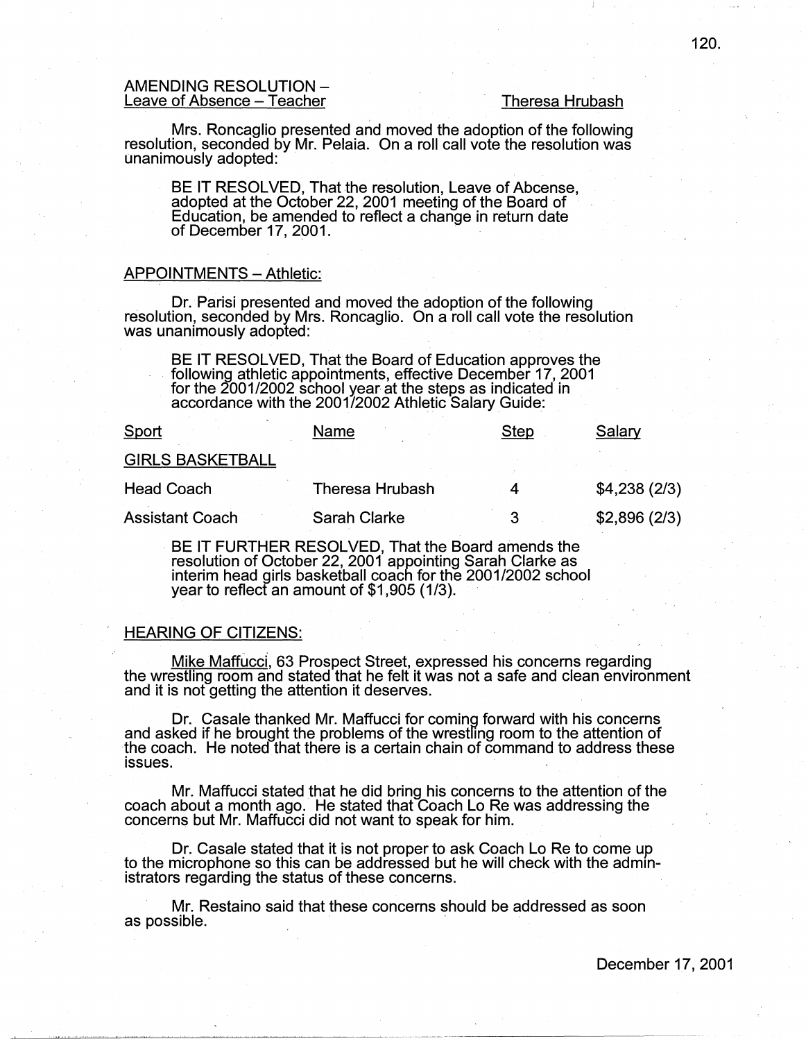AMENDING RESOLUTION –
Leave of Absence – Teacher                                                                                    Theresa Hrubash

Mrs. Roncaglio presented and moved the adoption of the following resolution, seconded by Mr. Pelaia. On a roll call vote the resolution was unanimously adopted:

> BE IT RESOLVED, That the resolution, Leave of Abcense, adopted at the October 22, 2001 meeting of the Board of Education, be amended to reflect a change in return date of December 17, 2001.

APPOINTMENTS – Athletic:

Dr. Parisi presented and moved the adoption of the following resolution, seconded by Mrs. Roncaglio. On a roll call vote the resolution was unanimously adopted:

> BE IT RESOLVED, That the Board of Education approves the following athletic appointments, effective December 17, 2001 for the 2001/2002 school year at the steps as indicated in accordance with the 2001/2002 Athletic Salary Guide:

| Sport | Name | Step | Salary |
|---|---|---|---|
| GIRLS BASKETBALL | | | |
| Head Coach | Theresa Hrubash | 4 | $4,238 (2/3) |
| Assistant Coach | Sarah Clarke | 3 | $2,896 (2/3) |

> BE IT FURTHER RESOLVED, That the Board amends the resolution of October 22, 2001 appointing Sarah Clarke as interim head girls basketball coach for the 2001/2002 school year to reflect an amount of $1,905 (1/3).

HEARING OF CITIZENS:

Mike Maffucci, 63 Prospect Street, expressed his concerns regarding the wrestling room and stated that he felt it was not a safe and clean environment and it is not getting the attention it deserves.

Dr. Casale thanked Mr. Maffucci for coming forward with his concerns and asked if he brought the problems of the wrestling room to the attention of the coach. He noted that there is a certain chain of command to address these issues.

Mr. Maffucci stated that he did bring his concerns to the attention of the coach about a month ago. He stated that Coach Lo Re was addressing the concerns but Mr. Maffucci did not want to speak for him.

Dr. Casale stated that it is not proper to ask Coach Lo Re to come up to the microphone so this can be addressed but he will check with the administrators regarding the status of these concerns.

Mr. Restaino said that these concerns should be addressed as soon as possible.

December 17, 2001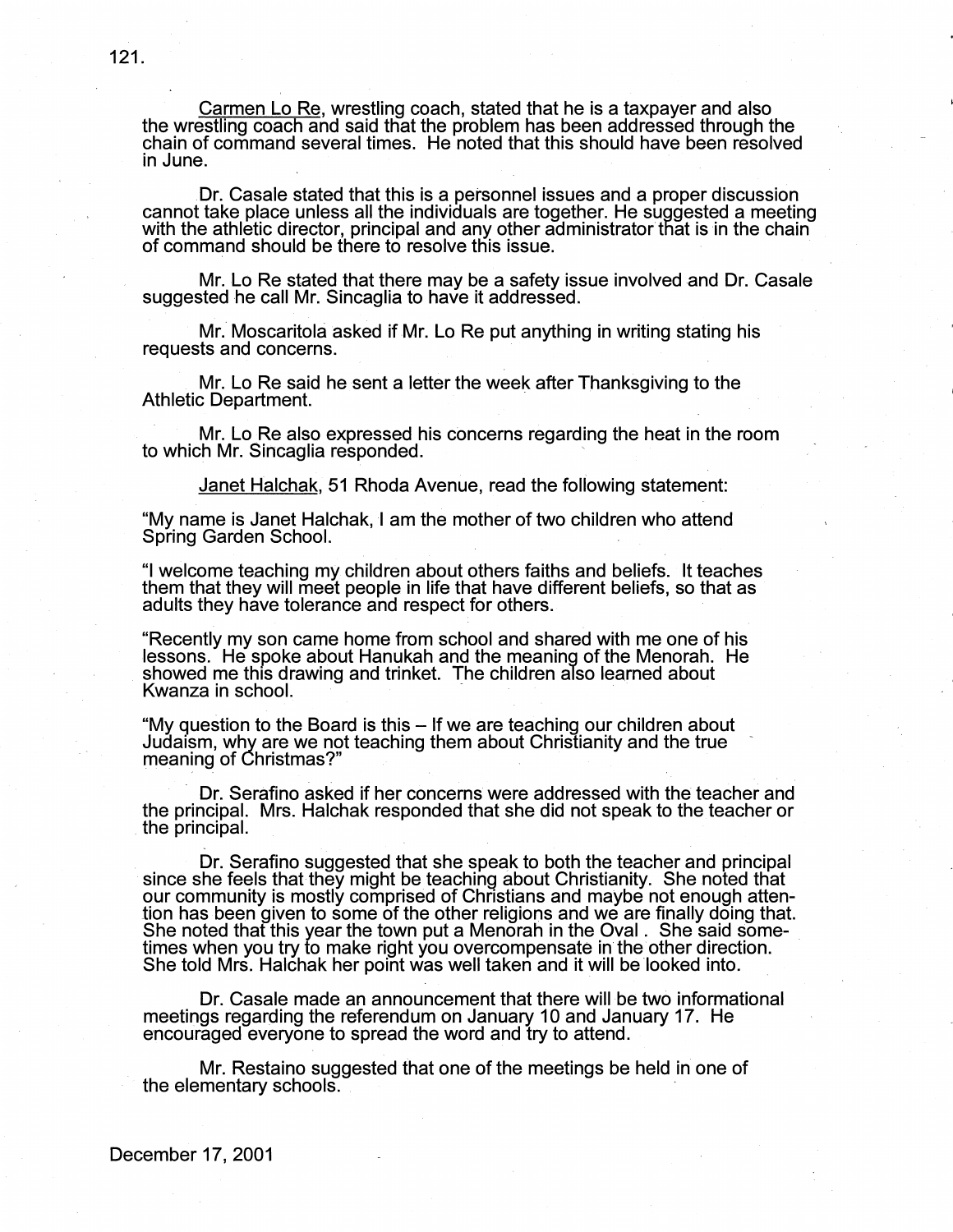Carmen Lo Re, wrestling coach, stated that he is a taxpayer and also the wrestling coach and said that the problem has been addressed through the chain of command several times. He noted that this should have been resolved in June.

Dr. Casale stated that this is a personnel issues and a proper discussion cannot take place unless all the individuals are together. He suggested a meeting with the athletic director, principal and any other administrator that is in the chain of command should be there to resolve this issue.

Mr. Lo Re stated that there may be a safety issue involved and Dr. Casale suggested he call Mr. Sincaglia to have it addressed.

Mr. Moscaritola asked if Mr. Lo Re put anything in writing stating his requests and concerns.

Mr. Lo Re said he sent a letter the week after Thanksgiving to the Athletic Department.

Mr. Lo Re also expressed his concerns regarding the heat in the room to which Mr. Sincaglia responded.

Janet Halchak, 51 Rhoda Avenue, read the following statement:

"My name is Janet Halchak, I am the mother of two children who attend Spring Garden School.

"I welcome teaching my children about others faiths and beliefs. It teaches them that they will meet people in life that have different beliefs, so that as adults they have tolerance and respect for others.

"Recently my son came home from school and shared with me one of his lessons. He spoke about Hanukah and the meaning of the Menorah. He showed me this drawing and trinket. The children also learned about Kwanza in school.

"My question to the Board is this – If we are teaching our children about Judaism, why are we not teaching them about Christianity and the true meaning of Christmas?"

Dr. Serafino asked if her concerns were addressed with the teacher and the principal. Mrs. Halchak responded that she did not speak to the teacher or the principal.

Dr. Serafino suggested that she speak to both the teacher and principal since she feels that they might be teaching about Christianity. She noted that our community is mostly comprised of Christians and maybe not enough attention has been given to some of the other religions and we are finally doing that. She noted that this year the town put a Menorah in the Oval . She said sometimes when you try to make right you overcompensate in the other direction. She told Mrs. Halchak her point was well taken and it will be looked into.

Dr. Casale made an announcement that there will be two informational meetings regarding the referendum on January 10 and January 17. He encouraged everyone to spread the word and try to attend.

Mr. Restaino suggested that one of the meetings be held in one of the elementary schools.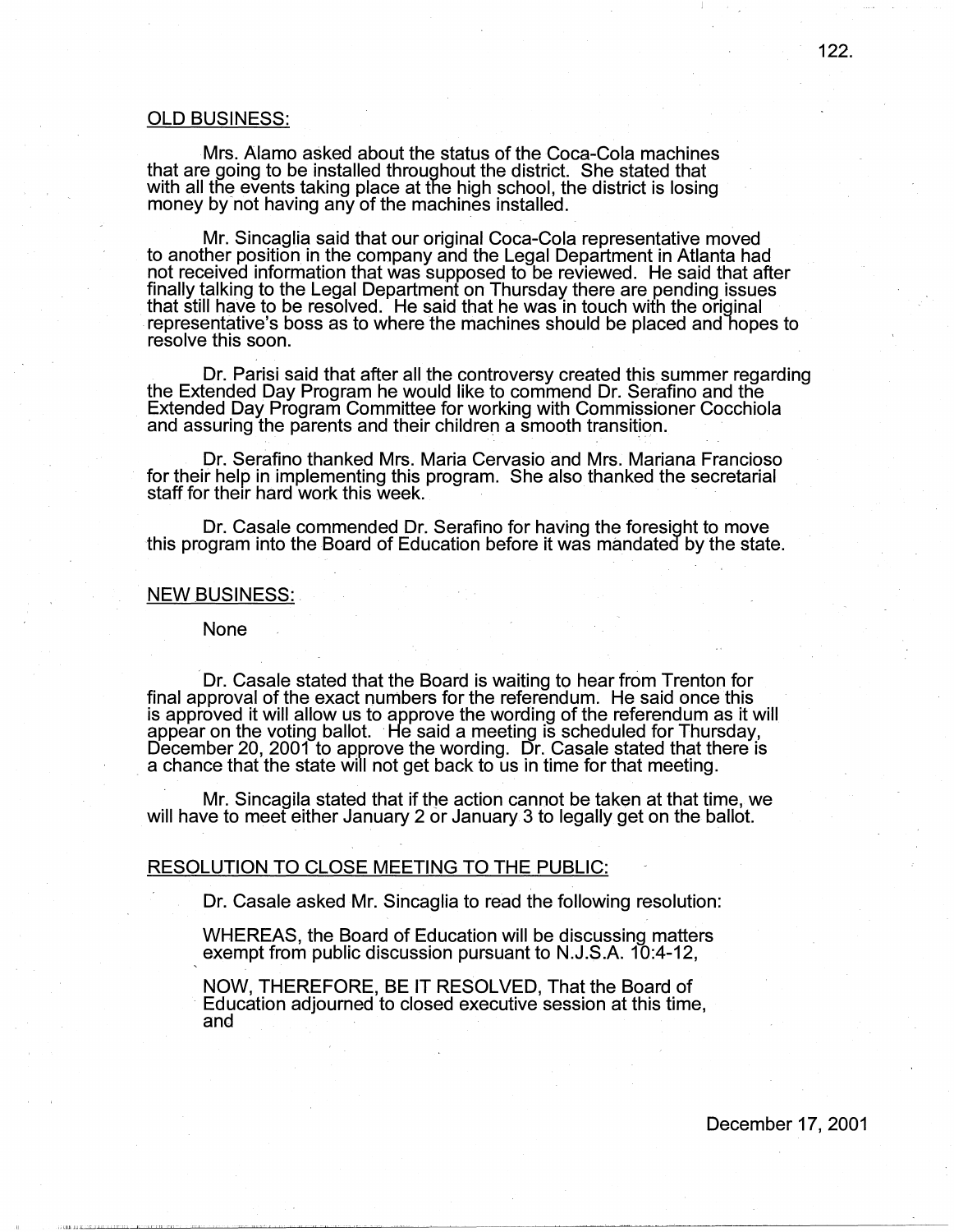## OLD BUSINESS:

Mrs. Alamo asked about the status of the Coca-Cola machines that are going to be installed throughout the district. She stated that with all the events taking place at the high school, the district is losing money by not having any of the machines installed.

Mr. Sincaglia said that our original Coca-Cola representative moved to another position in the company and the Legal Department in Atlanta had not received information that was supposed to be reviewed. He said that after finally talking to the Legal Department on Thursday there are pending issues that still have to be resolved. He said that he was in touch with the original representative's boss as to where the machines should be placed and hopes to resolve this soon.

Dr. Parisi said that after all the controversy created this summer regarding the Extended Day Program he would like to commend Dr. Serafino and the Extended Day Program Committee for working with Commissioner Cocchiola and assuring the parents and their children a smooth transition.

Dr. Serafino thanked Mrs. Maria Cervasio and Mrs. Mariana Francioso for their help in implementing this program. She also thanked the secretarial staff for their hard work this week.

Dr. Casale commended Dr. Serafino for having the foresight to move this program into the Board of Education before it was mandated by the state.

## NEW BUSINESS:

None

Dr. Casale stated that the Board is waiting to hear from Trenton for final approval of the exact numbers for the referendum. He said once this is approved it will allow us to approve the wording of the referendum as it will appear on the voting ballot. He said a meeting is scheduled for Thursday, December 20, 2001 to approve the wording. Dr. Casale stated that there is a chance that the state will not get back to us in time for that meeting.

Mr. Sincagila stated that if the action cannot be taken at that time, we will have to meet either January 2 or January 3 to legally get on the ballot.

## RESOLUTION TO CLOSE MEETING TO THE PUBLIC:

Dr. Casale asked Mr. Sincaglia to read the following resolution:

WHEREAS, the Board of Education will be discussing matters exempt from public discussion pursuant to N.J.S.A. 10:4-12,

NOW, THEREFORE, BE IT RESOLVED, That the Board of Education adjourned to closed executive session at this time, and

December 17, 2001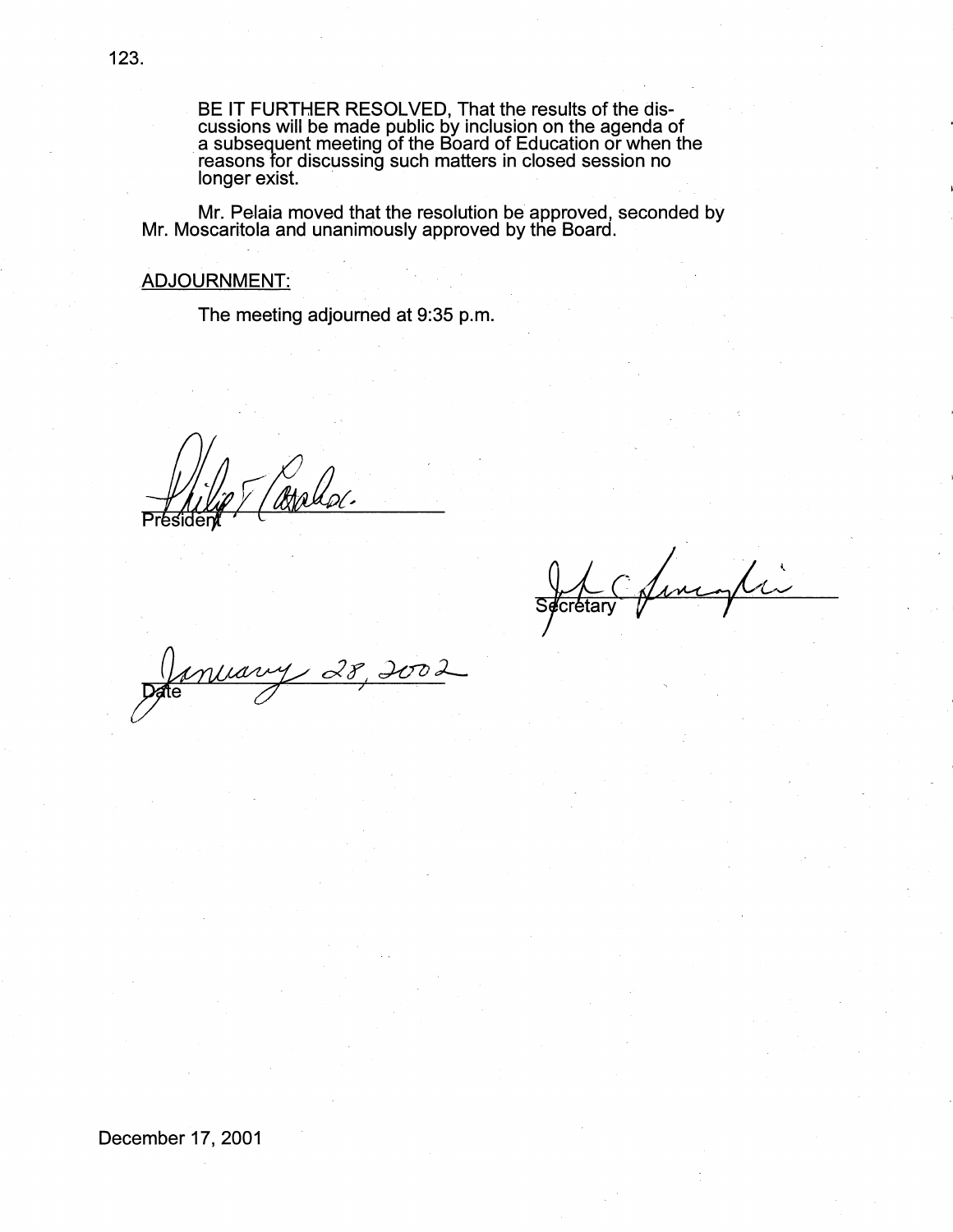BE IT FURTHER RESOLVED, That the results of the discussions will be made public by inclusion on the agenda of a subsequent meeting of the Board of Education or when the reasons for discussing such matters in closed session no longer exist.

Mr. Pelaia moved that the resolution be approved, seconded by Mr. Moscaritola and unanimously approved by the Board.

## ADJOURNMENT:

The meeting adjourned at 9:35 p.m.

Philip T. Cavaliere
President

Secretary

January 28, 2002
Date

December 17, 2001